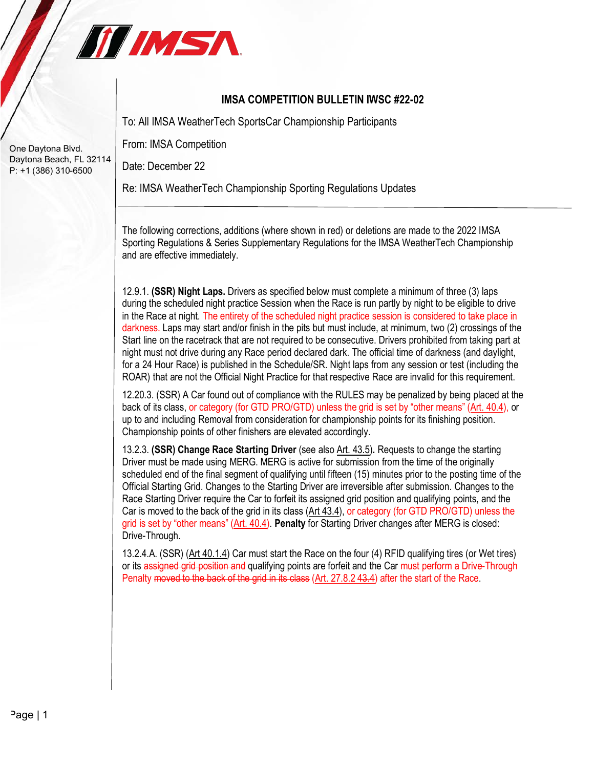One Daytona Blvd.
Daytona Beach, FL 32114
P: +1 (386) 310-6500

## IMSA COMPETITION BULLETIN IWSC #22-02

To: All IMSA WeatherTech SportsCar Championship Participants

From: IMSA Competition

Date: December 22

Re: IMSA WeatherTech Championship Sporting Regulations Updates

---

The following corrections, additions (where shown in red) or deletions are made to the 2022 IMSA Sporting Regulations & Series Supplementary Regulations for the IMSA WeatherTech Championship and are effective immediately.

12.9.1. **(SSR) Night Laps.** Drivers as specified below must complete a minimum of three (3) laps during the scheduled night practice Session when the Race is run partly by night to be eligible to drive in the Race at night. The entirety of the scheduled night practice session is considered to take place in darkness. Laps may start and/or finish in the pits but must include, at minimum, two (2) crossings of the Start line on the racetrack that are not required to be consecutive. Drivers prohibited from taking part at night must not drive during any Race period declared dark. The official time of darkness (and daylight, for a 24 Hour Race) is published in the Schedule/SR. Night laps from any session or test (including the ROAR) that are not the Official Night Practice for that respective Race are invalid for this requirement.

12.20.3. (SSR) A Car found out of compliance with the RULES may be penalized by being placed at the back of its class, or category (for GTD PRO/GTD) unless the grid is set by "other means" (Art. 40.4), or up to and including Removal from consideration for championship points for its finishing position. Championship points of other finishers are elevated accordingly.

13.2.3. **(SSR) Change Race Starting Driver** (see also Art. 43.5). Requests to change the starting Driver must be made using MERG. MERG is active for submission from the time of the originally scheduled end of the final segment of qualifying until fifteen (15) minutes prior to the posting time of the Official Starting Grid. Changes to the Starting Driver are irreversible after submission. Changes to the Race Starting Driver require the Car to forfeit its assigned grid position and qualifying points, and the Car is moved to the back of the grid in its class (Art 43.4), or category (for GTD PRO/GTD) unless the grid is set by "other means" (Art. 40.4). **Penalty** for Starting Driver changes after MERG is closed: Drive-Through.

13.2.4.A. (SSR) (Art 40.1.4) Car must start the Race on the four (4) RFID qualifying tires (or Wet tires) or its ~~assigned grid position and~~ qualifying points are forfeit and the Car must perform a Drive-Through Penalty ~~moved to the back of the grid in its class~~ (Art. 27.8.2 ~~43.4~~) after the start of the Race.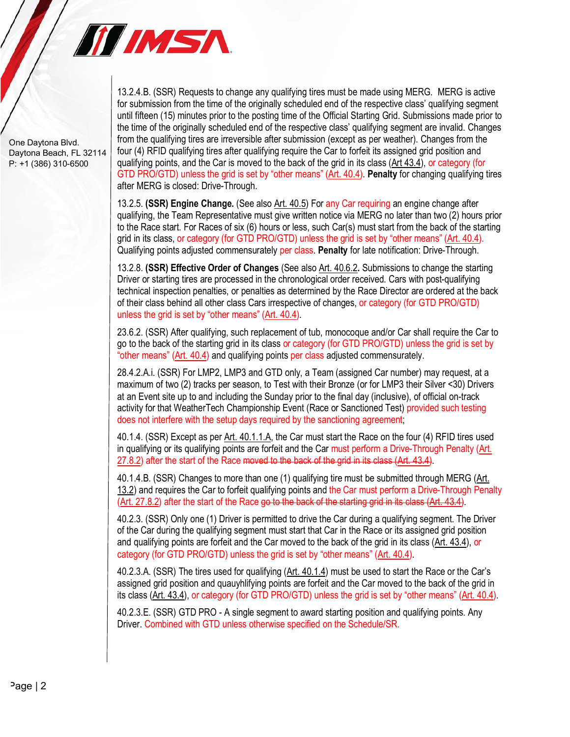13.2.4.B. (SSR) Requests to change any qualifying tires must be made using MERG. MERG is active for submission from the time of the originally scheduled end of the respective class' qualifying segment until fifteen (15) minutes prior to the posting time of the Official Starting Grid. Submissions made prior to the time of the originally scheduled end of the respective class' qualifying segment are invalid. Changes from the qualifying tires are irreversible after submission (except as per weather). Changes from the four (4) RFID qualifying tires after qualifying require the Car to forfeit its assigned grid position and qualifying points, and the Car is moved to the back of the grid in its class (Art 43.4), or category (for GTD PRO/GTD) unless the grid is set by "other means" (Art. 40.4). **Penalty** for changing qualifying tires after MERG is closed: Drive-Through.

13.2.5. **(SSR) Engine Change.** (See also Art. 40.5) For any Car requiring an engine change after qualifying, the Team Representative must give written notice via MERG no later than two (2) hours prior to the Race start. For Races of six (6) hours or less, such Car(s) must start from the back of the starting grid in its class, or category (for GTD PRO/GTD) unless the grid is set by "other means" (Art. 40.4). Qualifying points adjusted commensurately per class. **Penalty** for late notification: Drive-Through.

13.2.8. **(SSR) Effective Order of Changes** (See also Art. 40.6.2**.** Submissions to change the starting Driver or starting tires are processed in the chronological order received. Cars with post-qualifying technical inspection penalties, or penalties as determined by the Race Director are ordered at the back of their class behind all other class Cars irrespective of changes, or category (for GTD PRO/GTD) unless the grid is set by "other means" (Art. 40.4).

23.6.2. (SSR) After qualifying, such replacement of tub, monocoque and/or Car shall require the Car to go to the back of the starting grid in its class or category (for GTD PRO/GTD) unless the grid is set by "other means" (Art. 40.4) and qualifying points per class adjusted commensurately.

28.4.2.A.i. (SSR) For LMP2, LMP3 and GTD only, a Team (assigned Car number) may request, at a maximum of two (2) tracks per season, to Test with their Bronze (or for LMP3 their Silver <30) Drivers at an Event site up to and including the Sunday prior to the final day (inclusive), of official on-track activity for that WeatherTech Championship Event (Race or Sanctioned Test) provided such testing does not interfere with the setup days required by the sanctioning agreement;

40.1.4. (SSR) Except as per Art. 40.1.1.A, the Car must start the Race on the four (4) RFID tires used in qualifying or its qualifying points are forfeit and the Car must perform a Drive-Through Penalty (Art. 27.8.2) after the start of the Race ~~moved to the back of the grid in its class (Art. 43.4)~~.

40.1.4.B. (SSR) Changes to more than one (1) qualifying tire must be submitted through MERG (Art. 13.2) and requires the Car to forfeit qualifying points and the Car must perform a Drive-Through Penalty (Art. 27.8.2) after the start of the Race ~~go to the back of the starting grid in its class (Art. 43.4)~~.

40.2.3. (SSR) Only one (1) Driver is permitted to drive the Car during a qualifying segment. The Driver of the Car during the qualifying segment must start that Car in the Race or its assigned grid position and qualifying points are forfeit and the Car moved to the back of the grid in its class (Art. 43.4), or category (for GTD PRO/GTD) unless the grid is set by "other means" (Art. 40.4).

40.2.3.A. (SSR) The tires used for qualifying (Art. 40.1.4) must be used to start the Race or the Car's assigned grid position and quauyhlifying points are forfeit and the Car moved to the back of the grid in its class (Art. 43.4), or category (for GTD PRO/GTD) unless the grid is set by "other means" (Art. 40.4).

40.2.3.E. (SSR) GTD PRO - A single segment to award starting position and qualifying points. Any Driver. Combined with GTD unless otherwise specified on the Schedule/SR.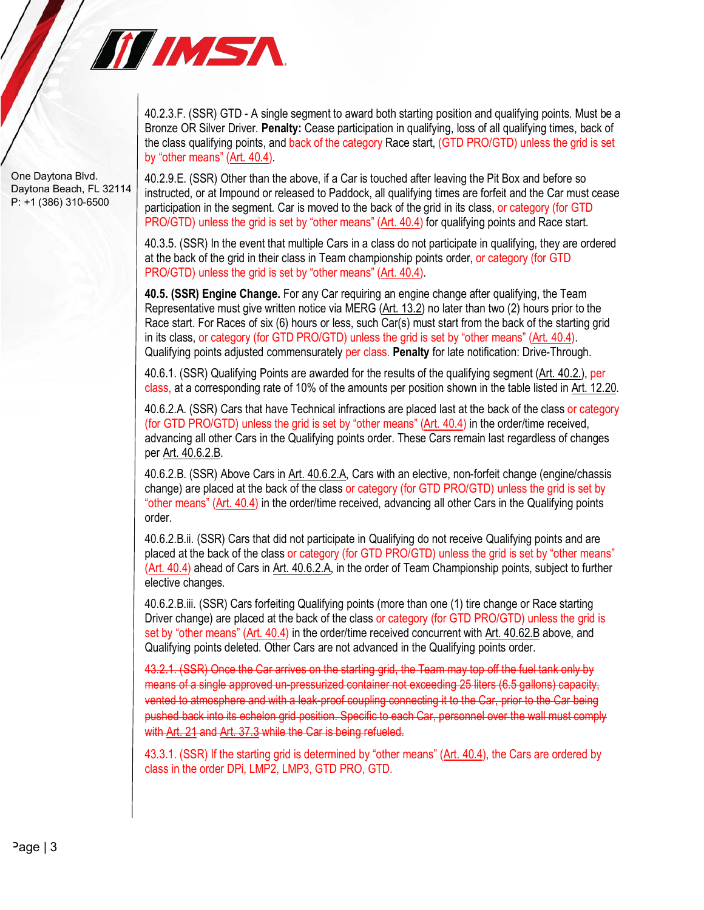40.2.3.F. (SSR) GTD - A single segment to award both starting position and qualifying points. Must be a Bronze OR Silver Driver. **Penalty:** Cease participation in qualifying, loss of all qualifying times, back of the class qualifying points, and back of the category Race start, (GTD PRO/GTD) unless the grid is set by "other means" (Art. 40.4).

40.2.9.E. (SSR) Other than the above, if a Car is touched after leaving the Pit Box and before so instructed, or at Impound or released to Paddock, all qualifying times are forfeit and the Car must cease participation in the segment. Car is moved to the back of the grid in its class, or category (for GTD PRO/GTD) unless the grid is set by "other means" (Art. 40.4) for qualifying points and Race start.

40.3.5. (SSR) In the event that multiple Cars in a class do not participate in qualifying, they are ordered at the back of the grid in their class in Team championship points order, or category (for GTD PRO/GTD) unless the grid is set by "other means" (Art. 40.4).

**40.5. (SSR) Engine Change.** For any Car requiring an engine change after qualifying, the Team Representative must give written notice via MERG (Art. 13.2) no later than two (2) hours prior to the Race start. For Races of six (6) hours or less, such Car(s) must start from the back of the starting grid in its class, or category (for GTD PRO/GTD) unless the grid is set by "other means" (Art. 40.4). Qualifying points adjusted commensurately per class. **Penalty** for late notification: Drive-Through.

40.6.1. (SSR) Qualifying Points are awarded for the results of the qualifying segment (Art. 40.2.), per class, at a corresponding rate of 10% of the amounts per position shown in the table listed in Art. 12.20.

40.6.2.A. (SSR) Cars that have Technical infractions are placed last at the back of the class or category (for GTD PRO/GTD) unless the grid is set by "other means" (Art. 40.4) in the order/time received, advancing all other Cars in the Qualifying points order. These Cars remain last regardless of changes per Art. 40.6.2.B.

40.6.2.B. (SSR) Above Cars in Art. 40.6.2.A, Cars with an elective, non-forfeit change (engine/chassis change) are placed at the back of the class or category (for GTD PRO/GTD) unless the grid is set by "other means" (Art. 40.4) in the order/time received, advancing all other Cars in the Qualifying points order.

40.6.2.B.ii. (SSR) Cars that did not participate in Qualifying do not receive Qualifying points and are placed at the back of the class or category (for GTD PRO/GTD) unless the grid is set by "other means" (Art. 40.4) ahead of Cars in Art. 40.6.2.A, in the order of Team Championship points, subject to further elective changes.

40.6.2.B.iii. (SSR) Cars forfeiting Qualifying points (more than one (1) tire change or Race starting Driver change) are placed at the back of the class or category (for GTD PRO/GTD) unless the grid is set by "other means" (Art. 40.4) in the order/time received concurrent with Art. 40.62.B above, and Qualifying points deleted. Other Cars are not advanced in the Qualifying points order.

~~43.2.1. (SSR) Once the Car arrives on the starting grid, the Team may top off the fuel tank only by means of a single approved un-pressurized container not exceeding 25 liters (6.5 gallons) capacity, vented to atmosphere and with a leak-proof coupling connecting it to the Car, prior to the Car being pushed back into its echelon grid position. Specific to each Car, personnel over the wall must comply with Art. 21 and Art. 37.3 while the Car is being refueled.~~

43.3.1. (SSR) If the starting grid is determined by "other means" (Art. 40.4), the Cars are ordered by class in the order DPi, LMP2, LMP3, GTD PRO, GTD.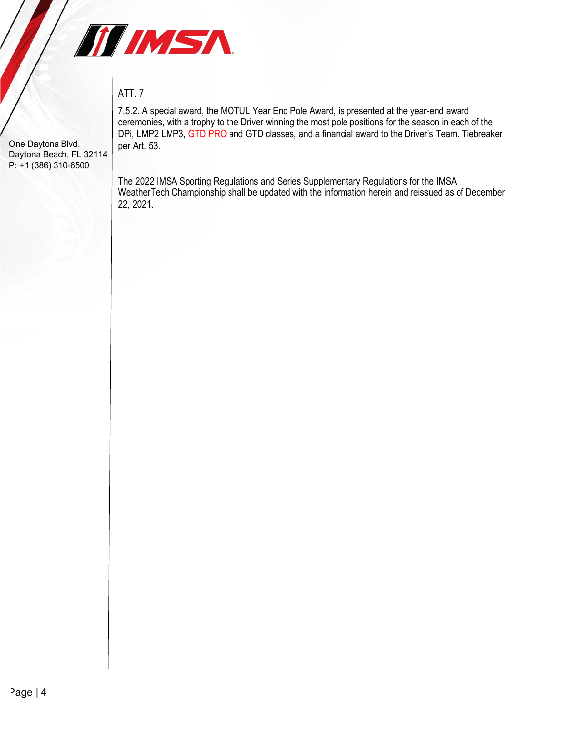ATT. 7

7.5.2. A special award, the MOTUL Year End Pole Award, is presented at the year-end award ceremonies, with a trophy to the Driver winning the most pole positions for the season in each of the DPi, LMP2 LMP3, GTD PRO and GTD classes, and a financial award to the Driver's Team. Tiebreaker per Art. 53.

The 2022 IMSA Sporting Regulations and Series Supplementary Regulations for the IMSA WeatherTech Championship shall be updated with the information herein and reissued as of December 22, 2021.